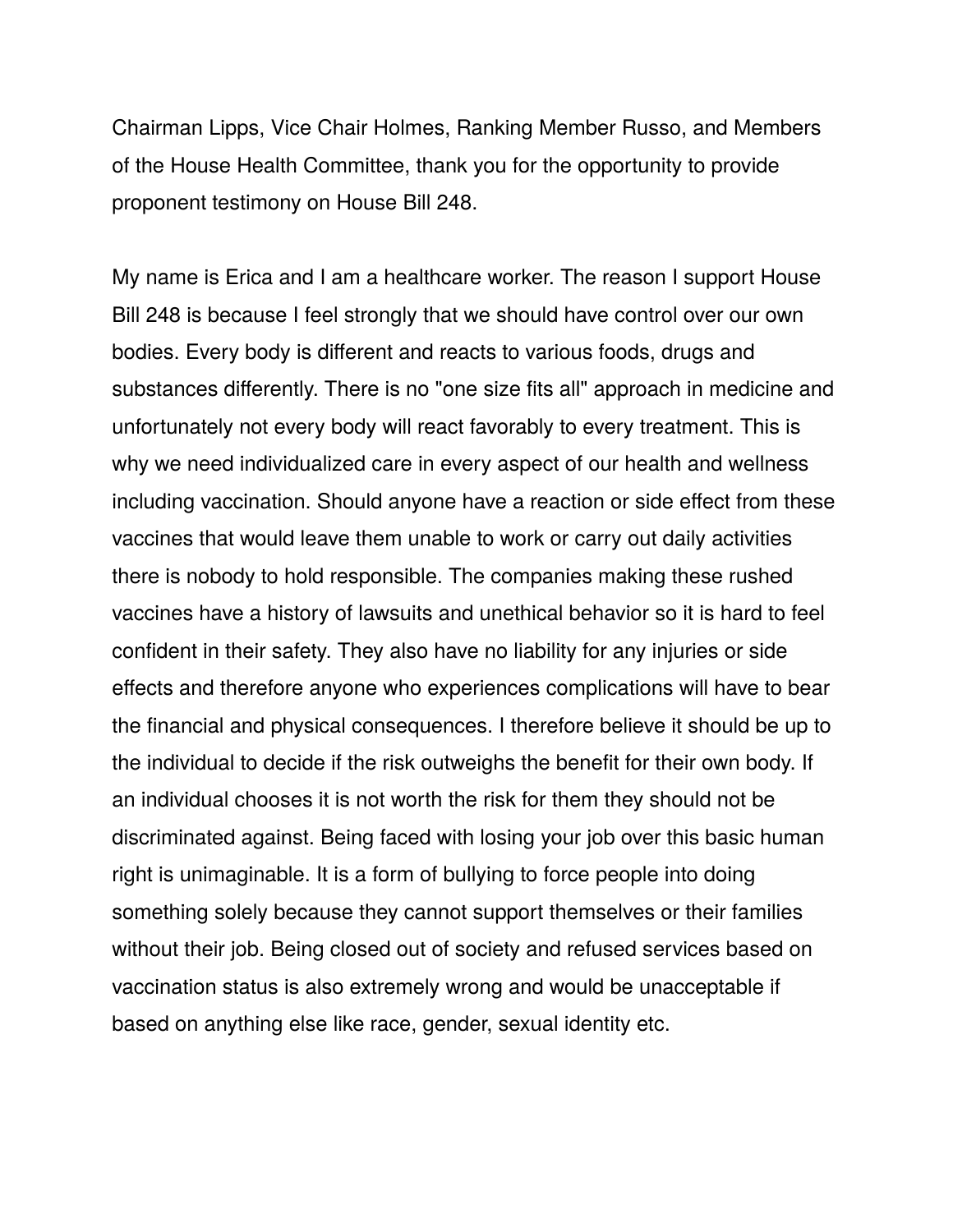Chairman Lipps, Vice Chair Holmes, Ranking Member Russo, and Members of the House Health Committee, thank you for the opportunity to provide proponent testimony on House Bill 248.

My name is Erica and I am a healthcare worker. The reason I support House Bill 248 is because I feel strongly that we should have control over our own bodies. Every body is different and reacts to various foods, drugs and substances differently. There is no "one size fits all" approach in medicine and unfortunately not every body will react favorably to every treatment. This is why we need individualized care in every aspect of our health and wellness including vaccination. Should anyone have a reaction or side effect from these vaccines that would leave them unable to work or carry out daily activities there is nobody to hold responsible. The companies making these rushed vaccines have a history of lawsuits and unethical behavior so it is hard to feel confident in their safety. They also have no liability for any injuries or side effects and therefore anyone who experiences complications will have to bear the financial and physical consequences. I therefore believe it should be up to the individual to decide if the risk outweighs the benefit for their own body. If an individual chooses it is not worth the risk for them they should not be discriminated against. Being faced with losing your job over this basic human right is unimaginable. It is a form of bullying to force people into doing something solely because they cannot support themselves or their families without their job. Being closed out of society and refused services based on vaccination status is also extremely wrong and would be unacceptable if based on anything else like race, gender, sexual identity etc.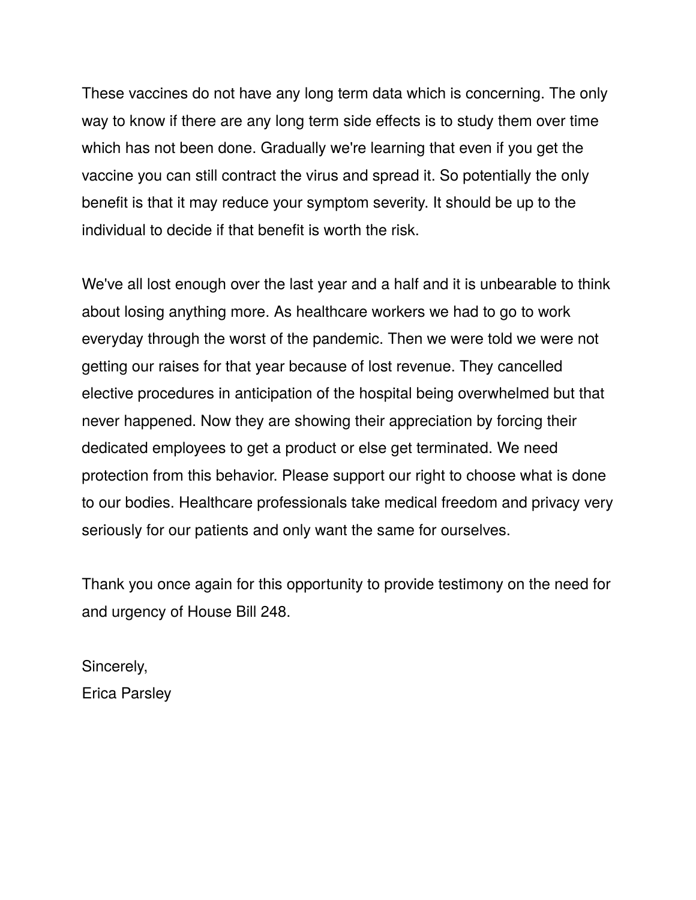These vaccines do not have any long term data which is concerning. The only way to know if there are any long term side effects is to study them over time which has not been done. Gradually we're learning that even if you get the vaccine you can still contract the virus and spread it. So potentially the only benefit is that it may reduce your symptom severity. It should be up to the individual to decide if that benefit is worth the risk.

We've all lost enough over the last year and a half and it is unbearable to think about losing anything more. As healthcare workers we had to go to work everyday through the worst of the pandemic. Then we were told we were not getting our raises for that year because of lost revenue. They cancelled elective procedures in anticipation of the hospital being overwhelmed but that never happened. Now they are showing their appreciation by forcing their dedicated employees to get a product or else get terminated. We need protection from this behavior. Please support our right to choose what is done to our bodies. Healthcare professionals take medical freedom and privacy very seriously for our patients and only want the same for ourselves.

Thank you once again for this opportunity to provide testimony on the need for and urgency of House Bill 248.

Sincerely,
Erica Parsley